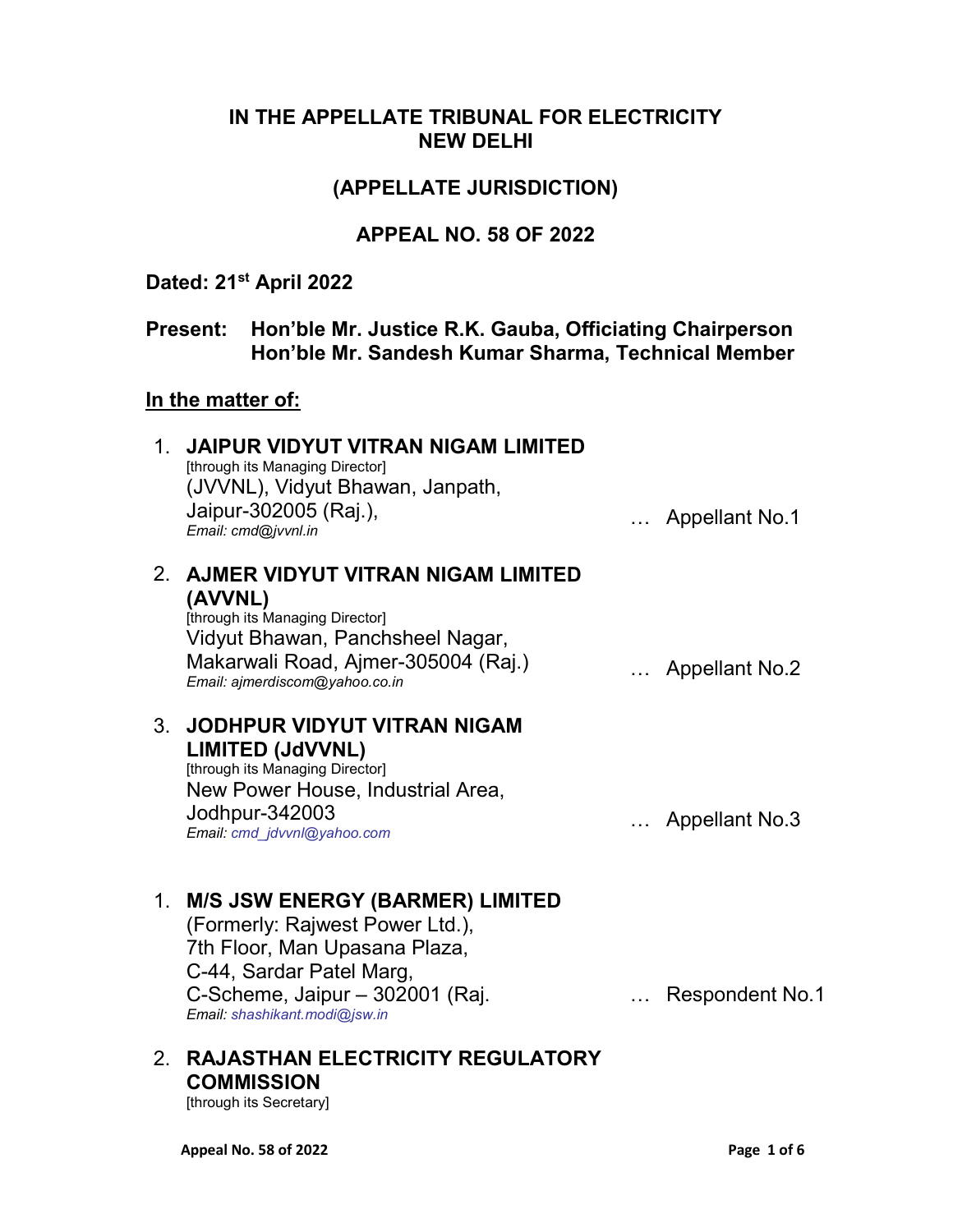**IN THE APPELLATE TRIBUNAL FOR ELECTRICITY**
**NEW DELHI**

**(APPELLATE JURISDICTION)**

**APPEAL NO. 58 OF 2022**

**Dated: 21st April 2022**

**Present: Hon'ble Mr. Justice R.K. Gauba, Officiating Chairperson**
**Hon'ble Mr. Sandesh Kumar Sharma, Technical Member**

**In the matter of:**

1. **JAIPUR VIDYUT VITRAN NIGAM LIMITED**
   [through its Managing Director]
   (JVVNL), Vidyut Bhawan, Janpath,
   Jaipur-302005 (Raj.),
   *Email: cmd@jvvnl.in* … Appellant No.1

2. **AJMER VIDYUT VITRAN NIGAM LIMITED (AVVNL)**
   [through its Managing Director]
   Vidyut Bhawan, Panchsheel Nagar,
   Makarwali Road, Ajmer-305004 (Raj.)
   *Email: ajmerdiscom@yahoo.co.in* … Appellant No.2

3. **JODHPUR VIDYUT VITRAN NIGAM LIMITED (JdVVNL)**
   [through its Managing Director]
   New Power House, Industrial Area,
   Jodhpur-342003
   *Email: cmd_jdvvnl@yahoo.com* … Appellant No.3

1. **M/S JSW ENERGY (BARMER) LIMITED**
   (Formerly: Rajwest Power Ltd.),
   7th Floor, Man Upasana Plaza,
   C-44, Sardar Patel Marg,
   C-Scheme, Jaipur – 302001 (Raj.
   *Email: shashikant.modi@jsw.in* … Respondent No.1

2. **RAJASTHAN ELECTRICITY REGULATORY COMMISSION**
   [through its Secretary]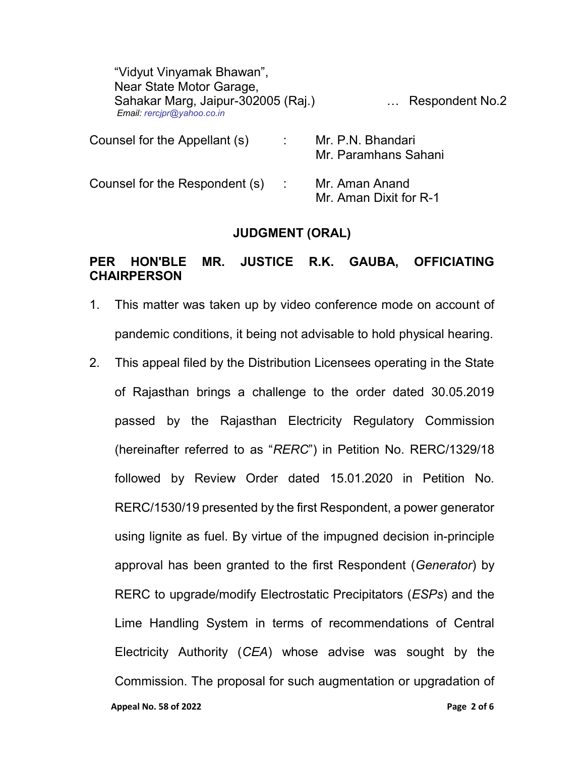"Vidyut Vinyamak Bhawan",
Near State Motor Garage,
Sahakar Marg, Jaipur-302005 (Raj.) … Respondent No.2
*Email: rercjpr@yahoo.co.in*

| | | |
|---|---|---|
| Counsel for the Appellant (s) | : | Mr. P.N. Bhandari<br>Mr. Paramhans Sahani |
| Counsel for the Respondent (s) | : | Mr. Aman Anand<br>Mr. Aman Dixit for R-1 |

## JUDGMENT (ORAL)

**PER HON'BLE MR. JUSTICE R.K. GAUBA, OFFICIATING CHAIRPERSON**

1. This matter was taken up by video conference mode on account of pandemic conditions, it being not advisable to hold physical hearing.

2. This appeal filed by the Distribution Licensees operating in the State of Rajasthan brings a challenge to the order dated 30.05.2019 passed by the Rajasthan Electricity Regulatory Commission (hereinafter referred to as "*RERC*") in Petition No. RERC/1329/18 followed by Review Order dated 15.01.2020 in Petition No. RERC/1530/19 presented by the first Respondent, a power generator using lignite as fuel. By virtue of the impugned decision in-principle approval has been granted to the first Respondent (*Generator*) by RERC to upgrade/modify Electrostatic Precipitators (*ESPs*) and the Lime Handling System in terms of recommendations of Central Electricity Authority (*CEA*) whose advise was sought by the Commission. The proposal for such augmentation or upgradation of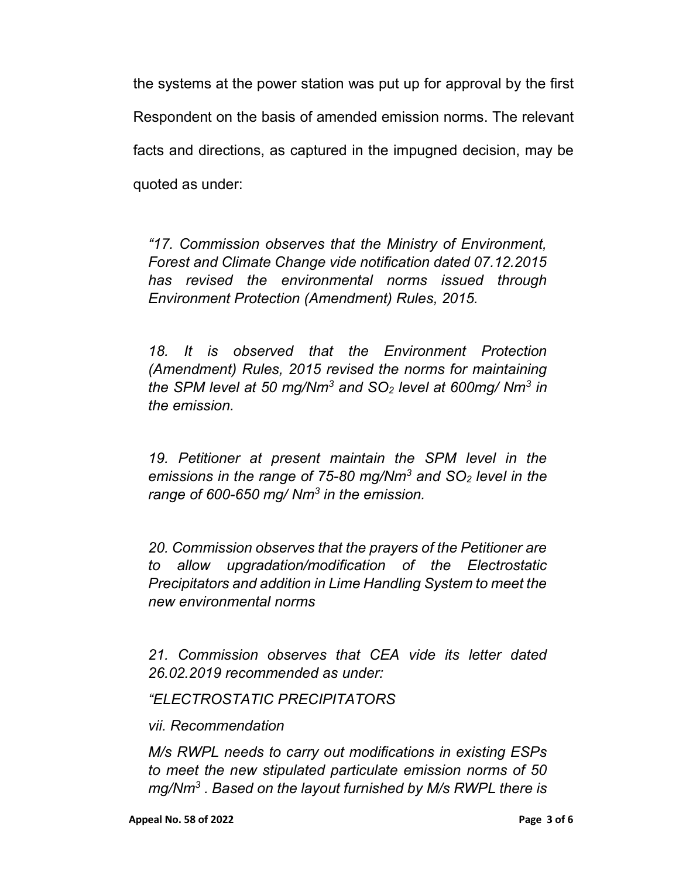the systems at the power station was put up for approval by the first Respondent on the basis of amended emission norms. The relevant facts and directions, as captured in the impugned decision, may be quoted as under:

> *"17. Commission observes that the Ministry of Environment, Forest and Climate Change vide notification dated 07.12.2015 has revised the environmental norms issued through Environment Protection (Amendment) Rules, 2015.*
>
> *18. It is observed that the Environment Protection (Amendment) Rules, 2015 revised the norms for maintaining the SPM level at 50 mg/$Nm^3$ and $SO_2$ level at 600mg/ $Nm^3$ in the emission.*
>
> *19. Petitioner at present maintain the SPM level in the emissions in the range of 75-80 mg/$Nm^3$ and $SO_2$ level in the range of 600-650 mg/ $Nm^3$ in the emission.*
>
> *20. Commission observes that the prayers of the Petitioner are to allow upgradation/modification of the Electrostatic Precipitators and addition in Lime Handling System to meet the new environmental norms*
>
> *21. Commission observes that CEA vide its letter dated 26.02.2019 recommended as under:*
>
> *"ELECTROSTATIC PRECIPITATORS*
>
> *vii. Recommendation*
>
> *M/s RWPL needs to carry out modifications in existing ESPs to meet the new stipulated particulate emission norms of 50 mg/$Nm^3$ . Based on the layout furnished by M/s RWPL there is*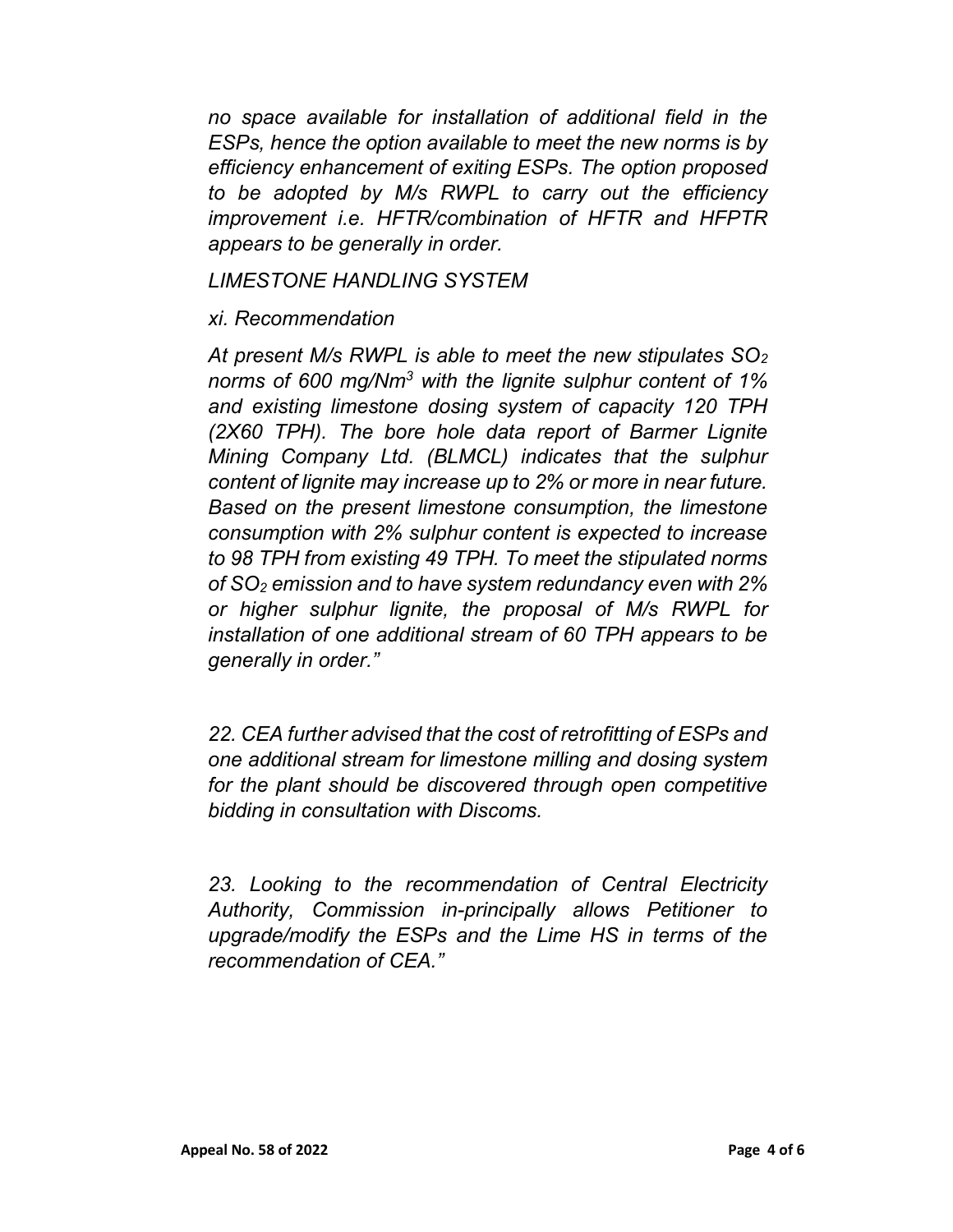*no space available for installation of additional field in the ESPs, hence the option available to meet the new norms is by efficiency enhancement of exiting ESPs. The option proposed to be adopted by M/s RWPL to carry out the efficiency improvement i.e. HFTR/combination of HFTR and HFPTR appears to be generally in order.*

*LIMESTONE HANDLING SYSTEM*

*xi. Recommendation*

*At present M/s RWPL is able to meet the new stipulates $SO_2$ norms of 600 mg/$Nm^3$ with the lignite sulphur content of 1% and existing limestone dosing system of capacity 120 TPH (2X60 TPH). The bore hole data report of Barmer Lignite Mining Company Ltd. (BLMCL) indicates that the sulphur content of lignite may increase up to 2% or more in near future. Based on the present limestone consumption, the limestone consumption with 2% sulphur content is expected to increase to 98 TPH from existing 49 TPH. To meet the stipulated norms of $SO_2$ emission and to have system redundancy even with 2% or higher sulphur lignite, the proposal of M/s RWPL for installation of one additional stream of 60 TPH appears to be generally in order."*

*22. CEA further advised that the cost of retrofitting of ESPs and one additional stream for limestone milling and dosing system for the plant should be discovered through open competitive bidding in consultation with Discoms.*

*23. Looking to the recommendation of Central Electricity Authority, Commission in-principally allows Petitioner to upgrade/modify the ESPs and the Lime HS in terms of the recommendation of CEA."*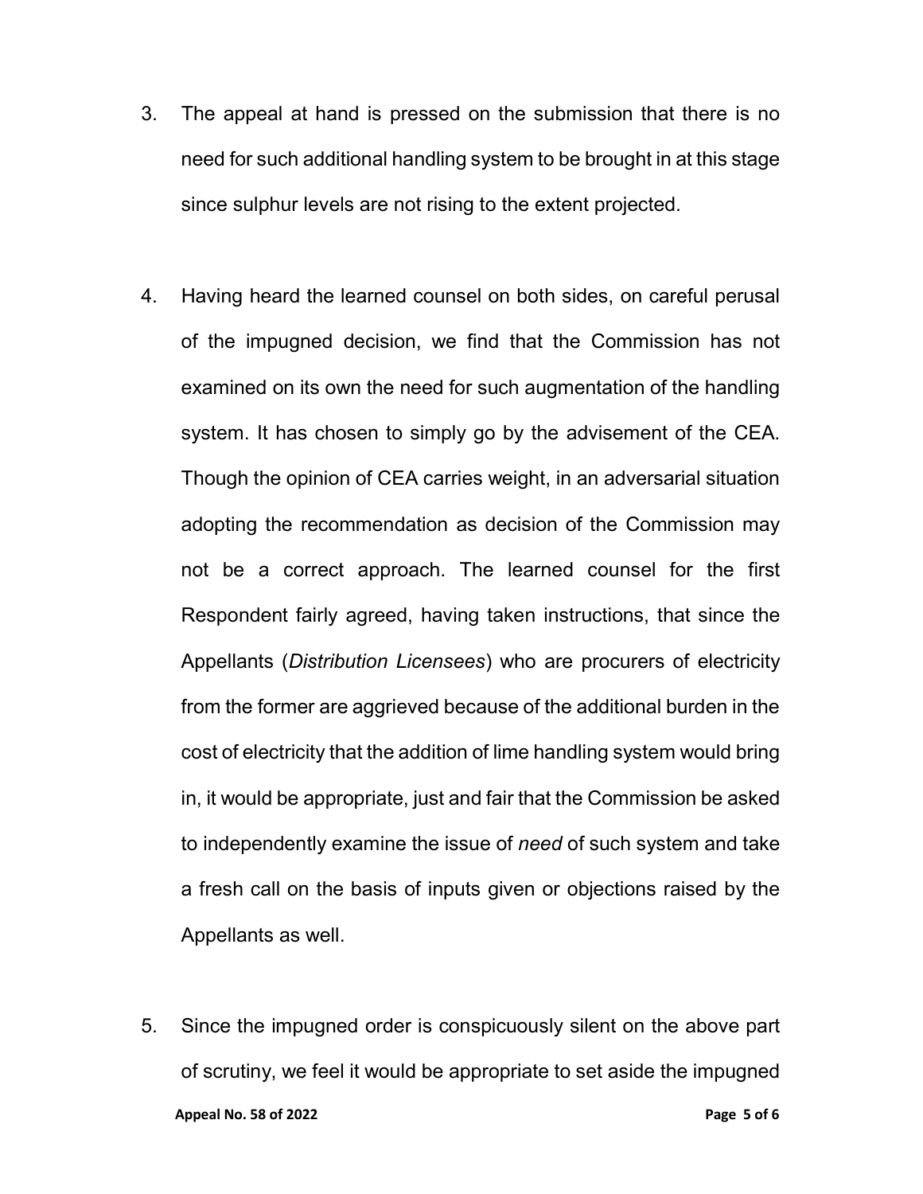3. The appeal at hand is pressed on the submission that there is no need for such additional handling system to be brought in at this stage since sulphur levels are not rising to the extent projected.

4. Having heard the learned counsel on both sides, on careful perusal of the impugned decision, we find that the Commission has not examined on its own the need for such augmentation of the handling system. It has chosen to simply go by the advisement of the CEA. Though the opinion of CEA carries weight, in an adversarial situation adopting the recommendation as decision of the Commission may not be a correct approach. The learned counsel for the first Respondent fairly agreed, having taken instructions, that since the Appellants (*Distribution Licensees*) who are procurers of electricity from the former are aggrieved because of the additional burden in the cost of electricity that the addition of lime handling system would bring in, it would be appropriate, just and fair that the Commission be asked to independently examine the issue of *need* of such system and take a fresh call on the basis of inputs given or objections raised by the Appellants as well.

5. Since the impugned order is conspicuously silent on the above part of scrutiny, we feel it would be appropriate to set aside the impugned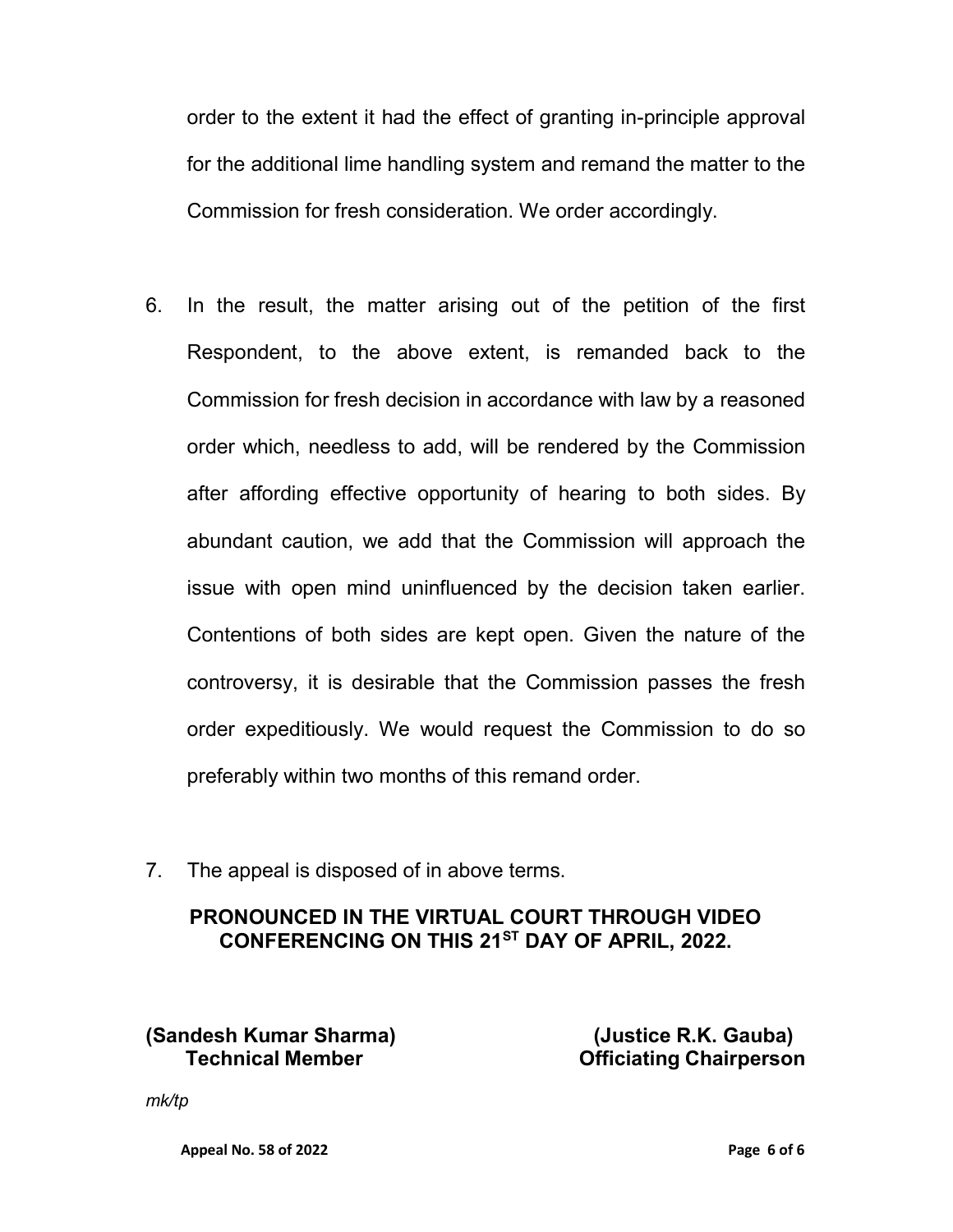order to the extent it had the effect of granting in-principle approval for the additional lime handling system and remand the matter to the Commission for fresh consideration. We order accordingly.

6. In the result, the matter arising out of the petition of the first Respondent, to the above extent, is remanded back to the Commission for fresh decision in accordance with law by a reasoned order which, needless to add, will be rendered by the Commission after affording effective opportunity of hearing to both sides. By abundant caution, we add that the Commission will approach the issue with open mind uninfluenced by the decision taken earlier. Contentions of both sides are kept open. Given the nature of the controversy, it is desirable that the Commission passes the fresh order expeditiously. We would request the Commission to do so preferably within two months of this remand order.

7. The appeal is disposed of in above terms.

**PRONOUNCED IN THE VIRTUAL COURT THROUGH VIDEO CONFERENCING ON THIS 21ST DAY OF APRIL, 2022.**

**(Sandesh Kumar Sharma)**
**Technical Member**

**(Justice R.K. Gauba)**
**Officiating Chairperson**

*mk/tp*